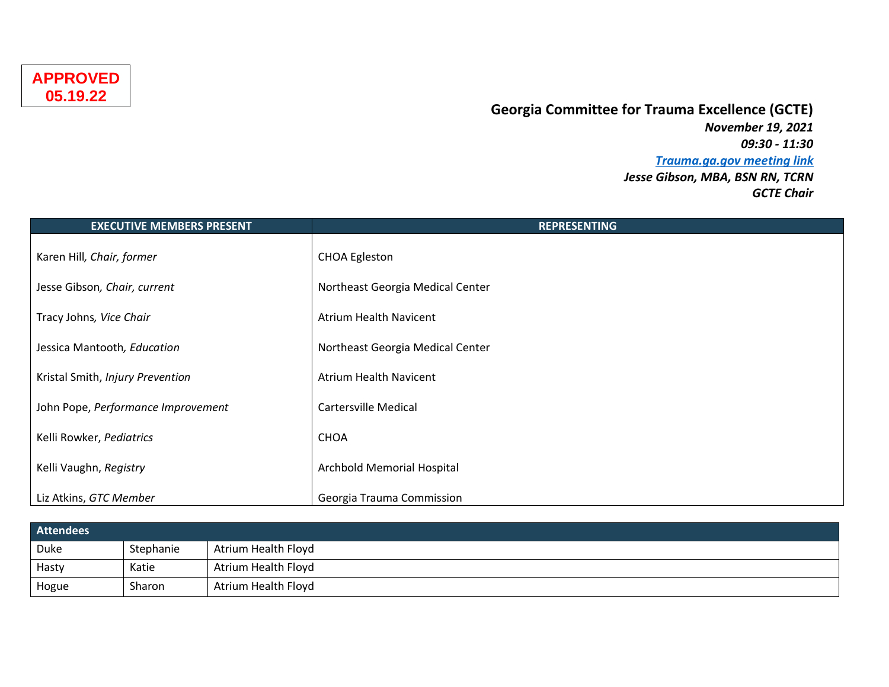**APPROVED 05.19.22**

# Georgia Committee for Trauma Excellence (GCTE)

*November 19, 2021*
*09:30 - 11:30*
*[Trauma.ga.gov meeting link]*
*Jesse Gibson, MBA, BSN RN, TCRN*
*GCTE Chair*

| EXECUTIVE MEMBERS PRESENT | REPRESENTING |
|---|---|
| Karen Hill, *Chair, former* | CHOA Egleston |
| Jesse Gibson, *Chair, current* | Northeast Georgia Medical Center |
| Tracy Johns, *Vice Chair* | Atrium Health Navicent |
| Jessica Mantooth, *Education* | Northeast Georgia Medical Center |
| Kristal Smith, *Injury Prevention* | Atrium Health Navicent |
| John Pope, *Performance Improvement* | Cartersville Medical |
| Kelli Rowker, *Pediatrics* | CHOA |
| Kelli Vaughn, *Registry* | Archbold Memorial Hospital |
| Liz Atkins, *GTC Member* | Georgia Trauma Commission |

| Attendees | | |
|---|---|---|
| Duke | Stephanie | Atrium Health Floyd |
| Hasty | Katie | Atrium Health Floyd |
| Hogue | Sharon | Atrium Health Floyd |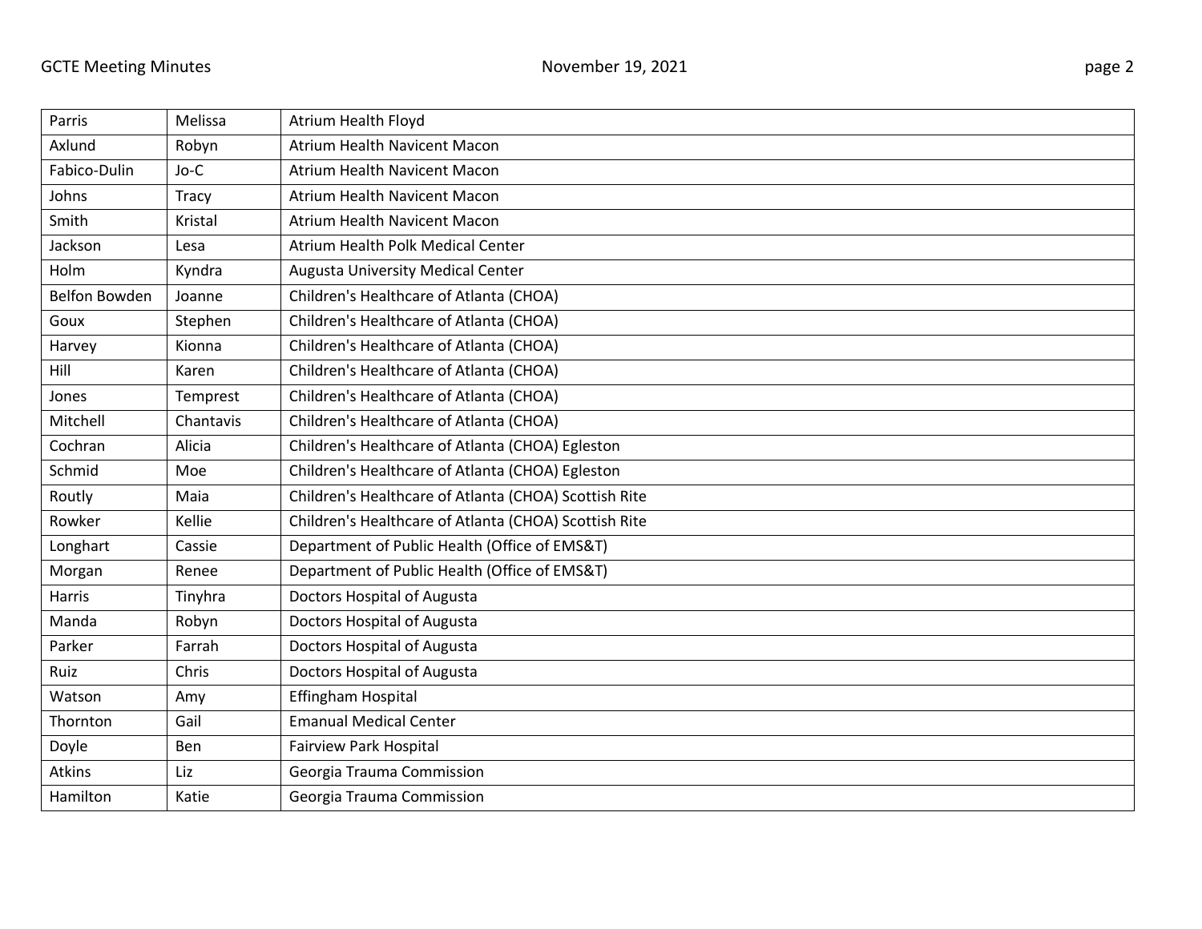| Parris | Melissa | Atrium Health Floyd |
|---|---|---|
| Axlund | Robyn | Atrium Health Navicent Macon |
| Fabico-Dulin | Jo-C | Atrium Health Navicent Macon |
| Johns | Tracy | Atrium Health Navicent Macon |
| Smith | Kristal | Atrium Health Navicent Macon |
| Jackson | Lesa | Atrium Health Polk Medical Center |
| Holm | Kyndra | Augusta University Medical Center |
| Belfon Bowden | Joanne | Children's Healthcare of Atlanta (CHOA) |
| Goux | Stephen | Children's Healthcare of Atlanta (CHOA) |
| Harvey | Kionna | Children's Healthcare of Atlanta (CHOA) |
| Hill | Karen | Children's Healthcare of Atlanta (CHOA) |
| Jones | Temprest | Children's Healthcare of Atlanta (CHOA) |
| Mitchell | Chantavis | Children's Healthcare of Atlanta (CHOA) |
| Cochran | Alicia | Children's Healthcare of Atlanta (CHOA) Egleston |
| Schmid | Moe | Children's Healthcare of Atlanta (CHOA) Egleston |
| Routly | Maia | Children's Healthcare of Atlanta (CHOA) Scottish Rite |
| Rowker | Kellie | Children's Healthcare of Atlanta (CHOA) Scottish Rite |
| Longhart | Cassie | Department of Public Health (Office of EMS&T) |
| Morgan | Renee | Department of Public Health (Office of EMS&T) |
| Harris | Tinyhra | Doctors Hospital of Augusta |
| Manda | Robyn | Doctors Hospital of Augusta |
| Parker | Farrah | Doctors Hospital of Augusta |
| Ruiz | Chris | Doctors Hospital of Augusta |
| Watson | Amy | Effingham Hospital |
| Thornton | Gail | Emanual Medical Center |
| Doyle | Ben | Fairview Park Hospital |
| Atkins | Liz | Georgia Trauma Commission |
| Hamilton | Katie | Georgia Trauma Commission |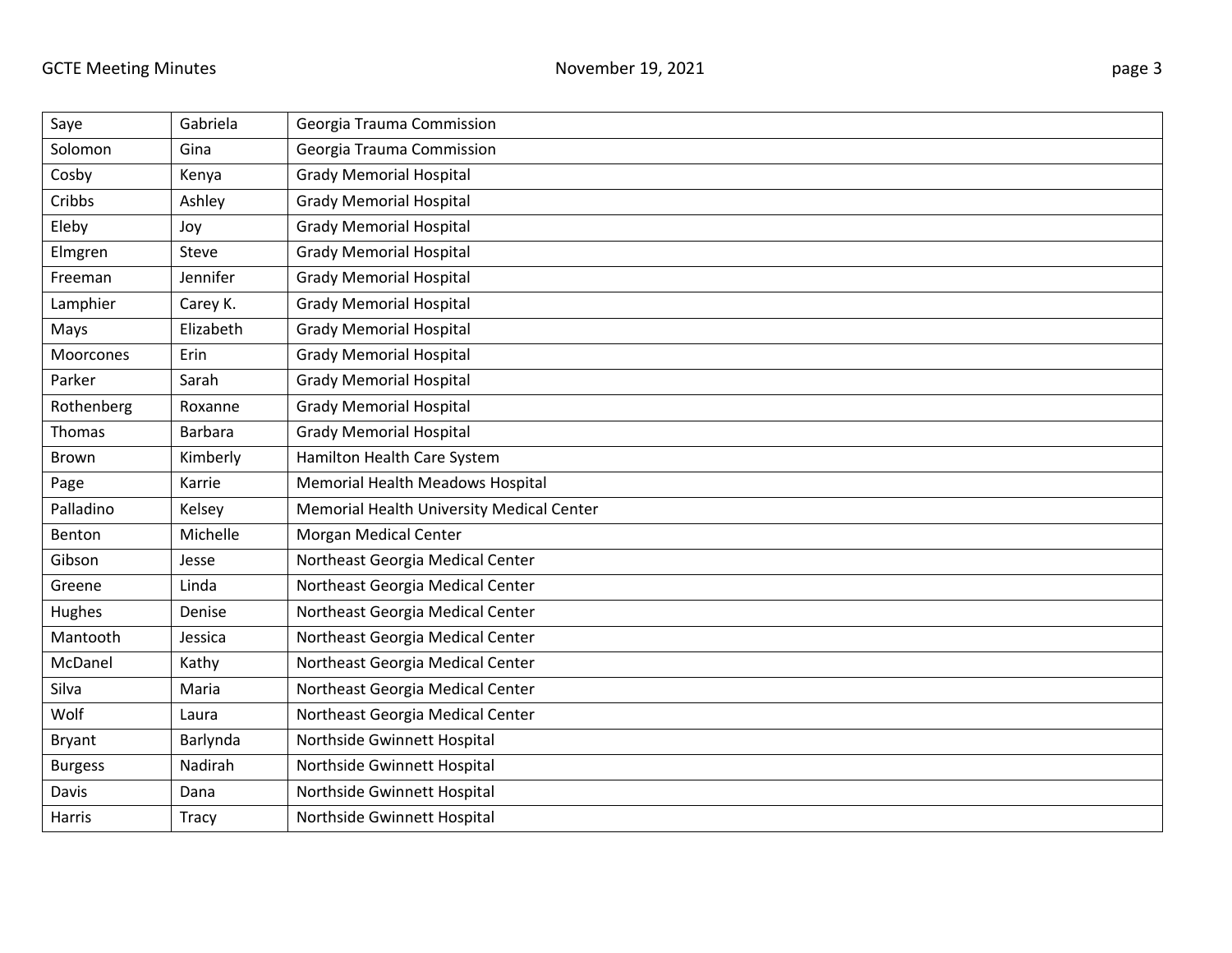| Saye | Gabriela | Georgia Trauma Commission |
|---|---|---|
| Solomon | Gina | Georgia Trauma Commission |
| Cosby | Kenya | Grady Memorial Hospital |
| Cribbs | Ashley | Grady Memorial Hospital |
| Eleby | Joy | Grady Memorial Hospital |
| Elmgren | Steve | Grady Memorial Hospital |
| Freeman | Jennifer | Grady Memorial Hospital |
| Lamphier | Carey K. | Grady Memorial Hospital |
| Mays | Elizabeth | Grady Memorial Hospital |
| Moorcones | Erin | Grady Memorial Hospital |
| Parker | Sarah | Grady Memorial Hospital |
| Rothenberg | Roxanne | Grady Memorial Hospital |
| Thomas | Barbara | Grady Memorial Hospital |
| Brown | Kimberly | Hamilton Health Care System |
| Page | Karrie | Memorial Health Meadows Hospital |
| Palladino | Kelsey | Memorial Health University Medical Center |
| Benton | Michelle | Morgan Medical Center |
| Gibson | Jesse | Northeast Georgia Medical Center |
| Greene | Linda | Northeast Georgia Medical Center |
| Hughes | Denise | Northeast Georgia Medical Center |
| Mantooth | Jessica | Northeast Georgia Medical Center |
| McDanel | Kathy | Northeast Georgia Medical Center |
| Silva | Maria | Northeast Georgia Medical Center |
| Wolf | Laura | Northeast Georgia Medical Center |
| Bryant | Barlynda | Northside Gwinnett Hospital |
| Burgess | Nadirah | Northside Gwinnett Hospital |
| Davis | Dana | Northside Gwinnett Hospital |
| Harris | Tracy | Northside Gwinnett Hospital |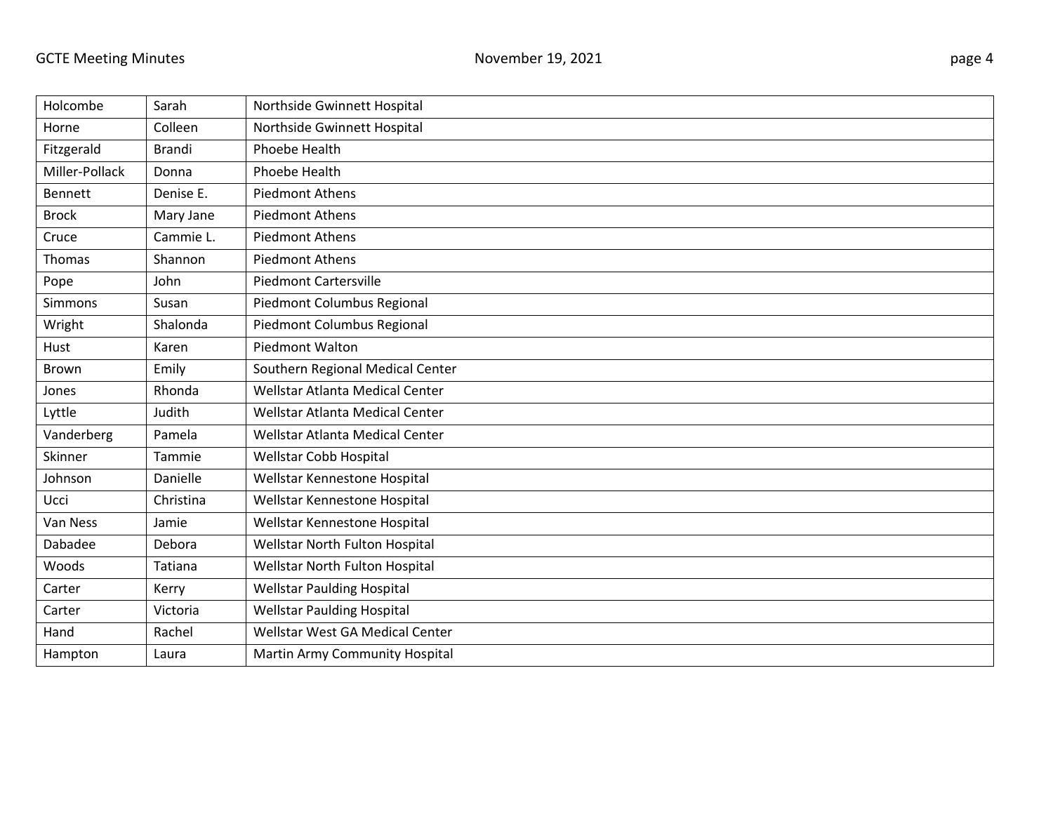| | | |
|---|---|---|
| Holcombe | Sarah | Northside Gwinnett Hospital |
| Horne | Colleen | Northside Gwinnett Hospital |
| Fitzgerald | Brandi | Phoebe Health |
| Miller-Pollack | Donna | Phoebe Health |
| Bennett | Denise E. | Piedmont Athens |
| Brock | Mary Jane | Piedmont Athens |
| Cruce | Cammie L. | Piedmont Athens |
| Thomas | Shannon | Piedmont Athens |
| Pope | John | Piedmont Cartersville |
| Simmons | Susan | Piedmont Columbus Regional |
| Wright | Shalonda | Piedmont Columbus Regional |
| Hust | Karen | Piedmont Walton |
| Brown | Emily | Southern Regional Medical Center |
| Jones | Rhonda | Wellstar Atlanta Medical Center |
| Lyttle | Judith | Wellstar Atlanta Medical Center |
| Vanderberg | Pamela | Wellstar Atlanta Medical Center |
| Skinner | Tammie | Wellstar Cobb Hospital |
| Johnson | Danielle | Wellstar Kennestone Hospital |
| Ucci | Christina | Wellstar Kennestone Hospital |
| Van Ness | Jamie | Wellstar Kennestone Hospital |
| Dabadee | Debora | Wellstar North Fulton Hospital |
| Woods | Tatiana | Wellstar North Fulton Hospital |
| Carter | Kerry | Wellstar Paulding Hospital |
| Carter | Victoria | Wellstar Paulding Hospital |
| Hand | Rachel | Wellstar West GA Medical Center |
| Hampton | Laura | Martin Army Community Hospital |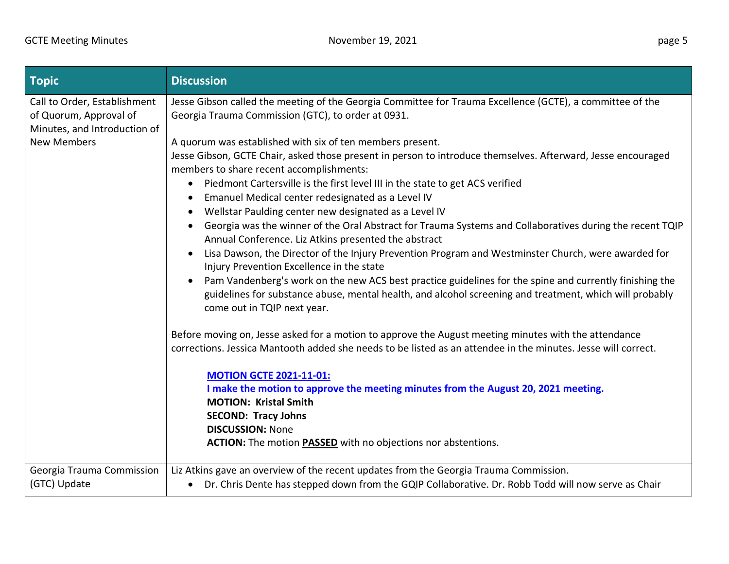| Topic | Discussion |
|---|---|
| Call to Order, Establishment of Quorum, Approval of Minutes, and Introduction of New Members | Jesse Gibson called the meeting of the Georgia Committee for Trauma Excellence (GCTE), a committee of the Georgia Trauma Commission (GTC), to order at 0931.<br><br>A quorum was established with six of ten members present.<br>Jesse Gibson, GCTE Chair, asked those present in person to introduce themselves. Afterward, Jesse encouraged members to share recent accomplishments:<br>• Piedmont Cartersville is the first level III in the state to get ACS verified<br>• Emanuel Medical center redesignated as a Level IV<br>• Wellstar Paulding center new designated as a Level IV<br>• Georgia was the winner of the Oral Abstract for Trauma Systems and Collaboratives during the recent TQIP Annual Conference. Liz Atkins presented the abstract<br>• Lisa Dawson, the Director of the Injury Prevention Program and Westminster Church, were awarded for Injury Prevention Excellence in the state<br>• Pam Vandenberg's work on the new ACS best practice guidelines for the spine and currently finishing the guidelines for substance abuse, mental health, and alcohol screening and treatment, which will probably come out in TQIP next year.<br><br>Before moving on, Jesse asked for a motion to approve the August meeting minutes with the attendance corrections. Jessica Mantooth added she needs to be listed as an attendee in the minutes. Jesse will correct.<br><br>**MOTION GCTE 2021-11-01:**<br>**I make the motion to approve the meeting minutes from the August 20, 2021 meeting.**<br>**MOTION: Kristal Smith**<br>**SECOND: Tracy Johns**<br>**DISCUSSION:** None<br>**ACTION:** The motion **PASSED** with no objections nor abstentions. |
| Georgia Trauma Commission (GTC) Update | Liz Atkins gave an overview of the recent updates from the Georgia Trauma Commission.<br>• Dr. Chris Dente has stepped down from the GQIP Collaborative. Dr. Robb Todd will now serve as Chair |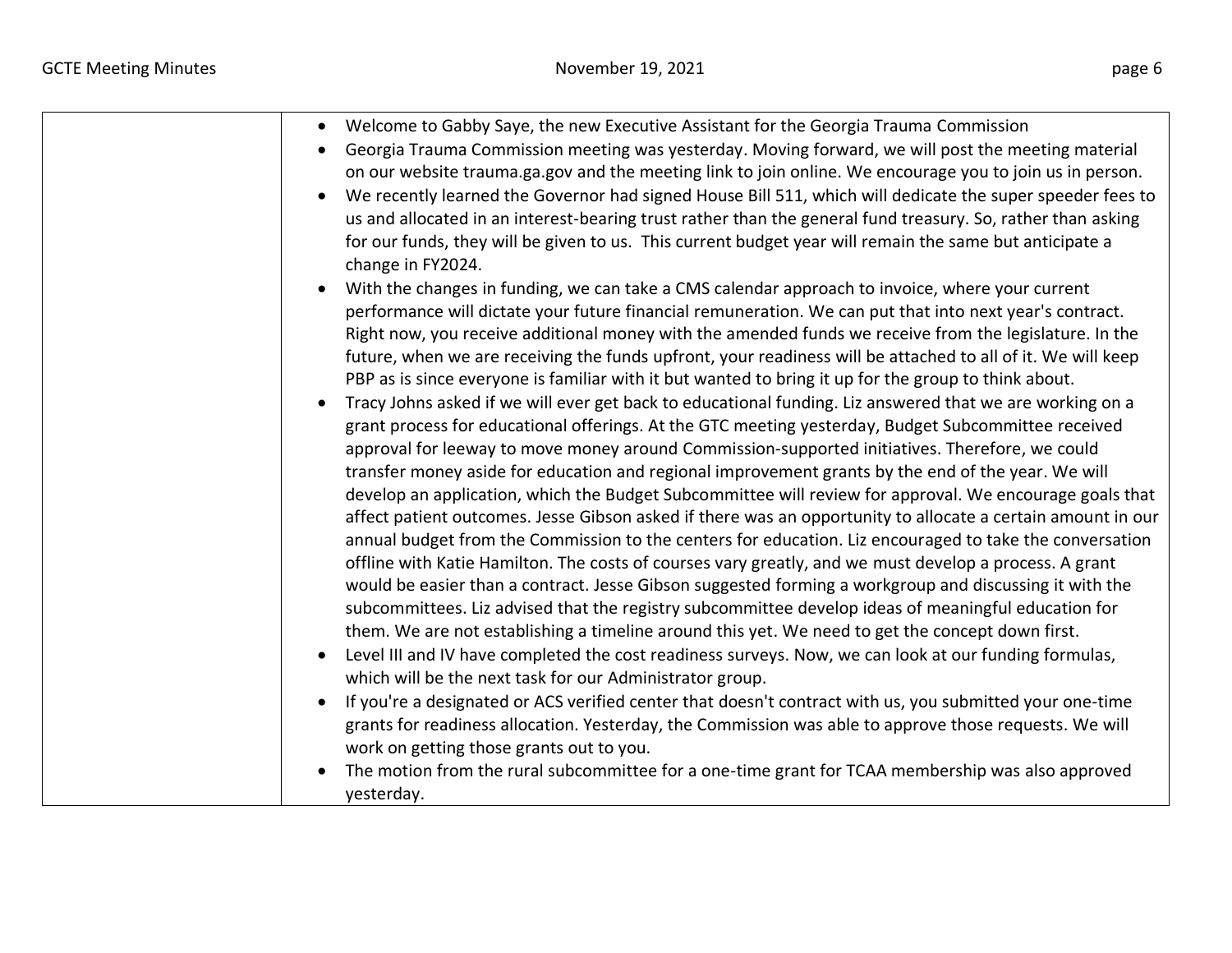| | |
|---|---|
| | • Welcome to Gabby Saye, the new Executive Assistant for the Georgia Trauma Commission<br>• Georgia Trauma Commission meeting was yesterday. Moving forward, we will post the meeting material on our website trauma.ga.gov and the meeting link to join online. We encourage you to join us in person.<br>• We recently learned the Governor had signed House Bill 511, which will dedicate the super speeder fees to us and allocated in an interest-bearing trust rather than the general fund treasury. So, rather than asking for our funds, they will be given to us. This current budget year will remain the same but anticipate a change in FY2024.<br>• With the changes in funding, we can take a CMS calendar approach to invoice, where your current performance will dictate your future financial remuneration. We can put that into next year's contract. Right now, you receive additional money with the amended funds we receive from the legislature. In the future, when we are receiving the funds upfront, your readiness will be attached to all of it. We will keep PBP as is since everyone is familiar with it but wanted to bring it up for the group to think about.<br>• Tracy Johns asked if we will ever get back to educational funding. Liz answered that we are working on a grant process for educational offerings. At the GTC meeting yesterday, Budget Subcommittee received approval for leeway to move money around Commission-supported initiatives. Therefore, we could transfer money aside for education and regional improvement grants by the end of the year. We will develop an application, which the Budget Subcommittee will review for approval. We encourage goals that affect patient outcomes. Jesse Gibson asked if there was an opportunity to allocate a certain amount in our annual budget from the Commission to the centers for education. Liz encouraged to take the conversation offline with Katie Hamilton. The costs of courses vary greatly, and we must develop a process. A grant would be easier than a contract. Jesse Gibson suggested forming a workgroup and discussing it with the subcommittees. Liz advised that the registry subcommittee develop ideas of meaningful education for them. We are not establishing a timeline around this yet. We need to get the concept down first.<br>• Level III and IV have completed the cost readiness surveys. Now, we can look at our funding formulas, which will be the next task for our Administrator group.<br>• If you're a designated or ACS verified center that doesn't contract with us, you submitted your one-time grants for readiness allocation. Yesterday, the Commission was able to approve those requests. We will work on getting those grants out to you.<br>• The motion from the rural subcommittee for a one-time grant for TCAA membership was also approved yesterday. |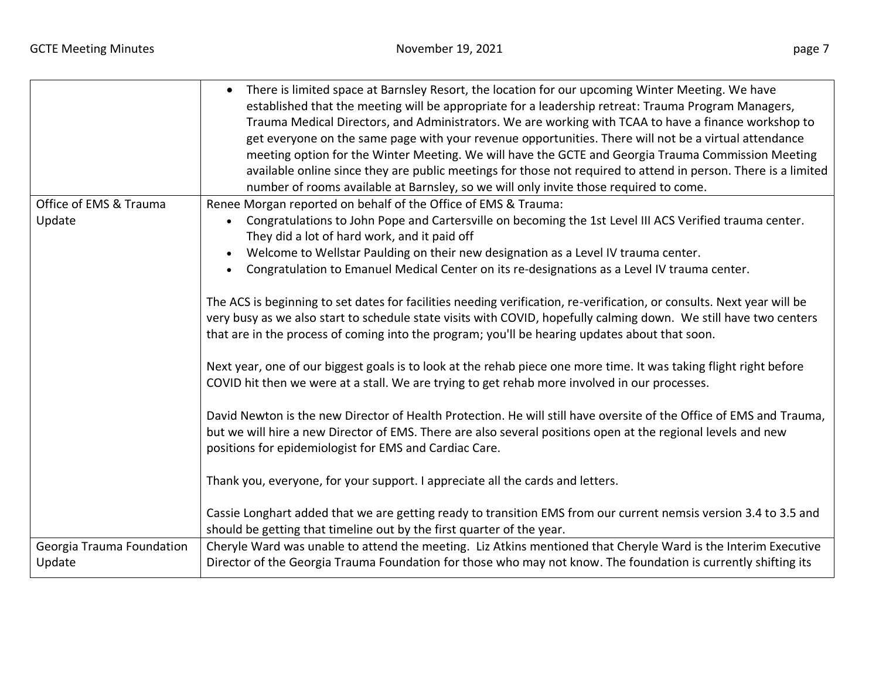| | |
|---|---|
| | • There is limited space at Barnsley Resort, the location for our upcoming Winter Meeting. We have established that the meeting will be appropriate for a leadership retreat: Trauma Program Managers, Trauma Medical Directors, and Administrators. We are working with TCAA to have a finance workshop to get everyone on the same page with your revenue opportunities. There will not be a virtual attendance meeting option for the Winter Meeting. We will have the GCTE and Georgia Trauma Commission Meeting available online since they are public meetings for those not required to attend in person. There is a limited number of rooms available at Barnsley, so we will only invite those required to come. |
| Office of EMS & Trauma Update | Renee Morgan reported on behalf of the Office of EMS & Trauma:<br>• Congratulations to John Pope and Cartersville on becoming the 1st Level III ACS Verified trauma center. They did a lot of hard work, and it paid off<br>• Welcome to Wellstar Paulding on their new designation as a Level IV trauma center.<br>• Congratulation to Emanuel Medical Center on its re-designations as a Level IV trauma center.<br><br>The ACS is beginning to set dates for facilities needing verification, re-verification, or consults. Next year will be very busy as we also start to schedule state visits with COVID, hopefully calming down. We still have two centers that are in the process of coming into the program; you'll be hearing updates about that soon.<br><br>Next year, one of our biggest goals is to look at the rehab piece one more time. It was taking flight right before COVID hit then we were at a stall. We are trying to get rehab more involved in our processes.<br><br>David Newton is the new Director of Health Protection. He will still have oversite of the Office of EMS and Trauma, but we will hire a new Director of EMS. There are also several positions open at the regional levels and new positions for epidemiologist for EMS and Cardiac Care.<br><br>Thank you, everyone, for your support. I appreciate all the cards and letters.<br><br>Cassie Longhart added that we are getting ready to transition EMS from our current nemsis version 3.4 to 3.5 and should be getting that timeline out by the first quarter of the year. |
| Georgia Trauma Foundation Update | Cheryle Ward was unable to attend the meeting. Liz Atkins mentioned that Cheryle Ward is the Interim Executive Director of the Georgia Trauma Foundation for those who may not know. The foundation is currently shifting its |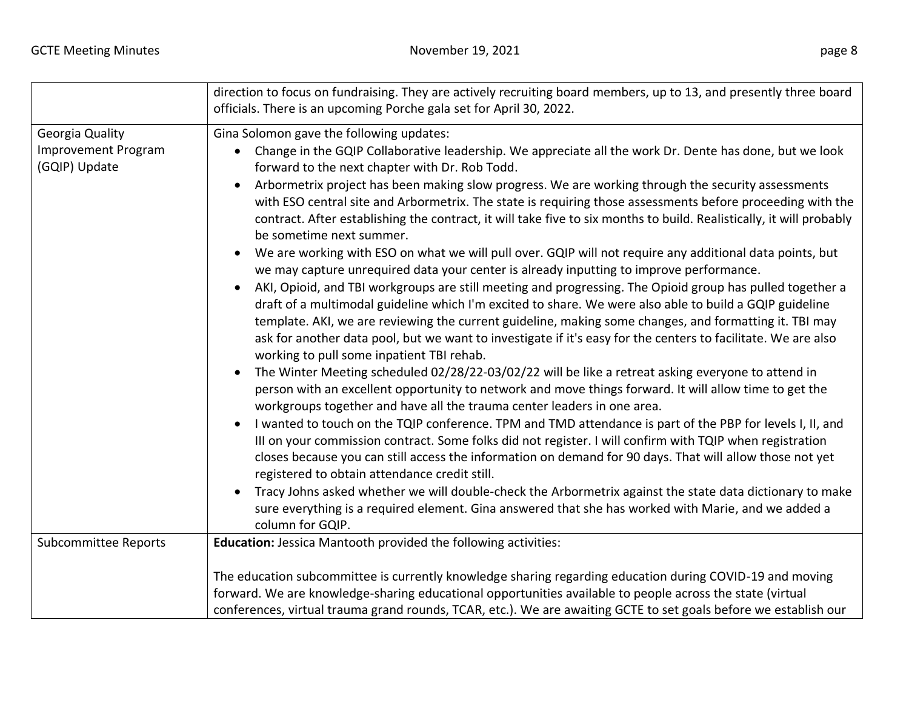| | |
|---|---|
| | direction to focus on fundraising. They are actively recruiting board members, up to 13, and presently three board officials. There is an upcoming Porche gala set for April 30, 2022. |
| Georgia Quality Improvement Program (GQIP) Update | Gina Solomon gave the following updates:<br>• Change in the GQIP Collaborative leadership. We appreciate all the work Dr. Dente has done, but we look forward to the next chapter with Dr. Rob Todd.<br>• Arbormetrix project has been making slow progress. We are working through the security assessments with ESO central site and Arbormetrix. The state is requiring those assessments before proceeding with the contract. After establishing the contract, it will take five to six months to build. Realistically, it will probably be sometime next summer.<br>• We are working with ESO on what we will pull over. GQIP will not require any additional data points, but we may capture unrequired data your center is already inputting to improve performance.<br>• AKI, Opioid, and TBI workgroups are still meeting and progressing. The Opioid group has pulled together a draft of a multimodal guideline which I'm excited to share. We were also able to build a GQIP guideline template. AKI, we are reviewing the current guideline, making some changes, and formatting it. TBI may ask for another data pool, but we want to investigate if it's easy for the centers to facilitate. We are also working to pull some inpatient TBI rehab.<br>• The Winter Meeting scheduled 02/28/22-03/02/22 will be like a retreat asking everyone to attend in person with an excellent opportunity to network and move things forward. It will allow time to get the workgroups together and have all the trauma center leaders in one area.<br>• I wanted to touch on the TQIP conference. TPM and TMD attendance is part of the PBP for levels I, II, and III on your commission contract. Some folks did not register. I will confirm with TQIP when registration closes because you can still access the information on demand for 90 days. That will allow those not yet registered to obtain attendance credit still.<br>• Tracy Johns asked whether we will double-check the Arbormetrix against the state data dictionary to make sure everything is a required element. Gina answered that she has worked with Marie, and we added a column for GQIP. |
| Subcommittee Reports | **Education:** Jessica Mantooth provided the following activities:<br><br>The education subcommittee is currently knowledge sharing regarding education during COVID-19 and moving forward. We are knowledge-sharing educational opportunities available to people across the state (virtual conferences, virtual trauma grand rounds, TCAR, etc.). We are awaiting GCTE to set goals before we establish our |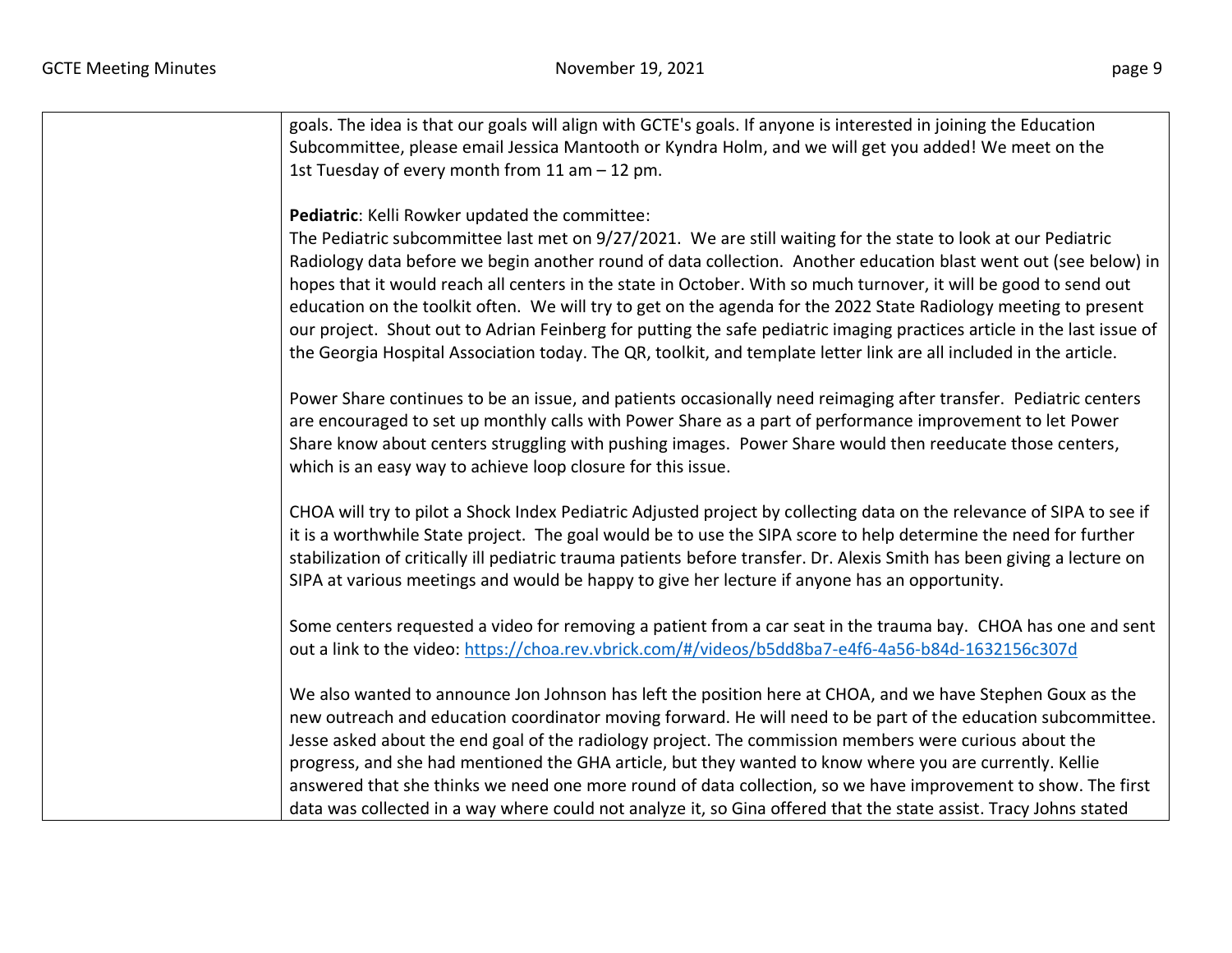| | |
|---|---|
| | goals. The idea is that our goals will align with GCTE's goals. If anyone is interested in joining the Education Subcommittee, please email Jessica Mantooth or Kyndra Holm, and we will get you added! We meet on the 1st Tuesday of every month from 11 am – 12 pm.<br><br>**Pediatric**: Kelli Rowker updated the committee:<br>The Pediatric subcommittee last met on 9/27/2021. We are still waiting for the state to look at our Pediatric Radiology data before we begin another round of data collection. Another education blast went out (see below) in hopes that it would reach all centers in the state in October. With so much turnover, it will be good to send out education on the toolkit often. We will try to get on the agenda for the 2022 State Radiology meeting to present our project. Shout out to Adrian Feinberg for putting the safe pediatric imaging practices article in the last issue of the Georgia Hospital Association today. The QR, toolkit, and template letter link are all included in the article.<br><br>Power Share continues to be an issue, and patients occasionally need reimaging after transfer. Pediatric centers are encouraged to set up monthly calls with Power Share as a part of performance improvement to let Power Share know about centers struggling with pushing images. Power Share would then reeducate those centers, which is an easy way to achieve loop closure for this issue.<br><br>CHOA will try to pilot a Shock Index Pediatric Adjusted project by collecting data on the relevance of SIPA to see if it is a worthwhile State project. The goal would be to use the SIPA score to help determine the need for further stabilization of critically ill pediatric trauma patients before transfer. Dr. Alexis Smith has been giving a lecture on SIPA at various meetings and would be happy to give her lecture if anyone has an opportunity.<br><br>Some centers requested a video for removing a patient from a car seat in the trauma bay. CHOA has one and sent out a link to the video: https://choa.rev.vbrick.com/#/videos/b5dd8ba7-e4f6-4a56-b84d-1632156c307d<br><br>We also wanted to announce Jon Johnson has left the position here at CHOA, and we have Stephen Goux as the new outreach and education coordinator moving forward. He will need to be part of the education subcommittee. Jesse asked about the end goal of the radiology project. The commission members were curious about the progress, and she had mentioned the GHA article, but they wanted to know where you are currently. Kellie answered that she thinks we need one more round of data collection, so we have improvement to show. The first data was collected in a way where could not analyze it, so Gina offered that the state assist. Tracy Johns stated |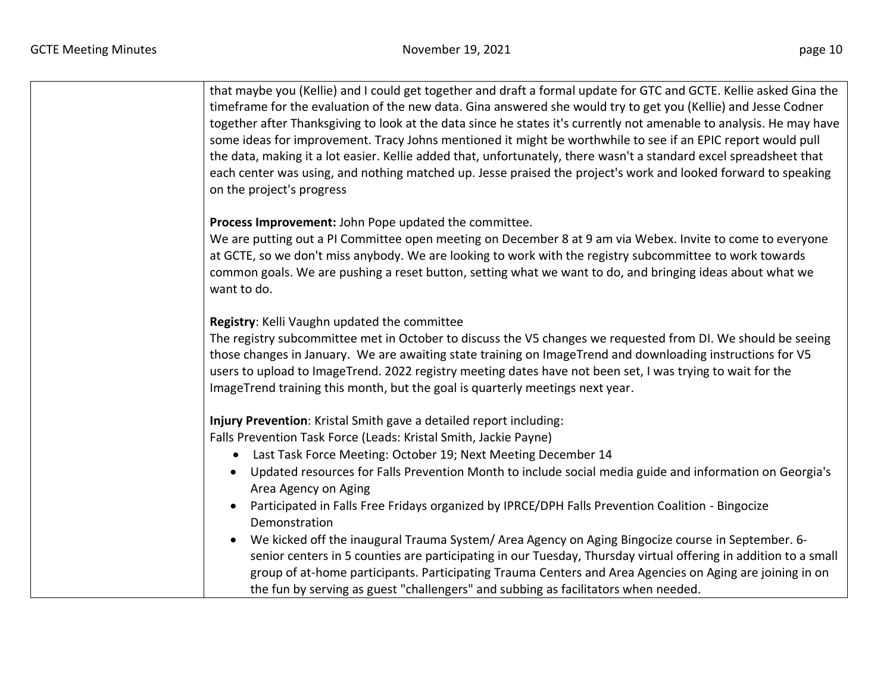| | |
|---|---|
| | that maybe you (Kellie) and I could get together and draft a formal update for GTC and GCTE. Kellie asked Gina the timeframe for the evaluation of the new data. Gina answered she would try to get you (Kellie) and Jesse Codner together after Thanksgiving to look at the data since he states it's currently not amenable to analysis. He may have some ideas for improvement. Tracy Johns mentioned it might be worthwhile to see if an EPIC report would pull the data, making it a lot easier. Kellie added that, unfortunately, there wasn't a standard excel spreadsheet that each center was using, and nothing matched up. Jesse praised the project's work and looked forward to speaking on the project's progress<br><br>**Process Improvement:** John Pope updated the committee.<br>We are putting out a PI Committee open meeting on December 8 at 9 am via Webex. Invite to come to everyone at GCTE, so we don't miss anybody. We are looking to work with the registry subcommittee to work towards common goals. We are pushing a reset button, setting what we want to do, and bringing ideas about what we want to do.<br><br>**Registry**: Kelli Vaughn updated the committee<br>The registry subcommittee met in October to discuss the V5 changes we requested from DI. We should be seeing those changes in January. We are awaiting state training on ImageTrend and downloading instructions for V5 users to upload to ImageTrend. 2022 registry meeting dates have not been set, I was trying to wait for the ImageTrend training this month, but the goal is quarterly meetings next year.<br><br>**Injury Prevention**: Kristal Smith gave a detailed report including:<br>Falls Prevention Task Force (Leads: Kristal Smith, Jackie Payne)<br>• Last Task Force Meeting: October 19; Next Meeting December 14<br>• Updated resources for Falls Prevention Month to include social media guide and information on Georgia's Area Agency on Aging<br>• Participated in Falls Free Fridays organized by IPRCE/DPH Falls Prevention Coalition - Bingocize Demonstration<br>• We kicked off the inaugural Trauma System/ Area Agency on Aging Bingocize course in September. 6-senior centers in 5 counties are participating in our Tuesday, Thursday virtual offering in addition to a small group of at-home participants. Participating Trauma Centers and Area Agencies on Aging are joining in on the fun by serving as guest "challengers" and subbing as facilitators when needed. |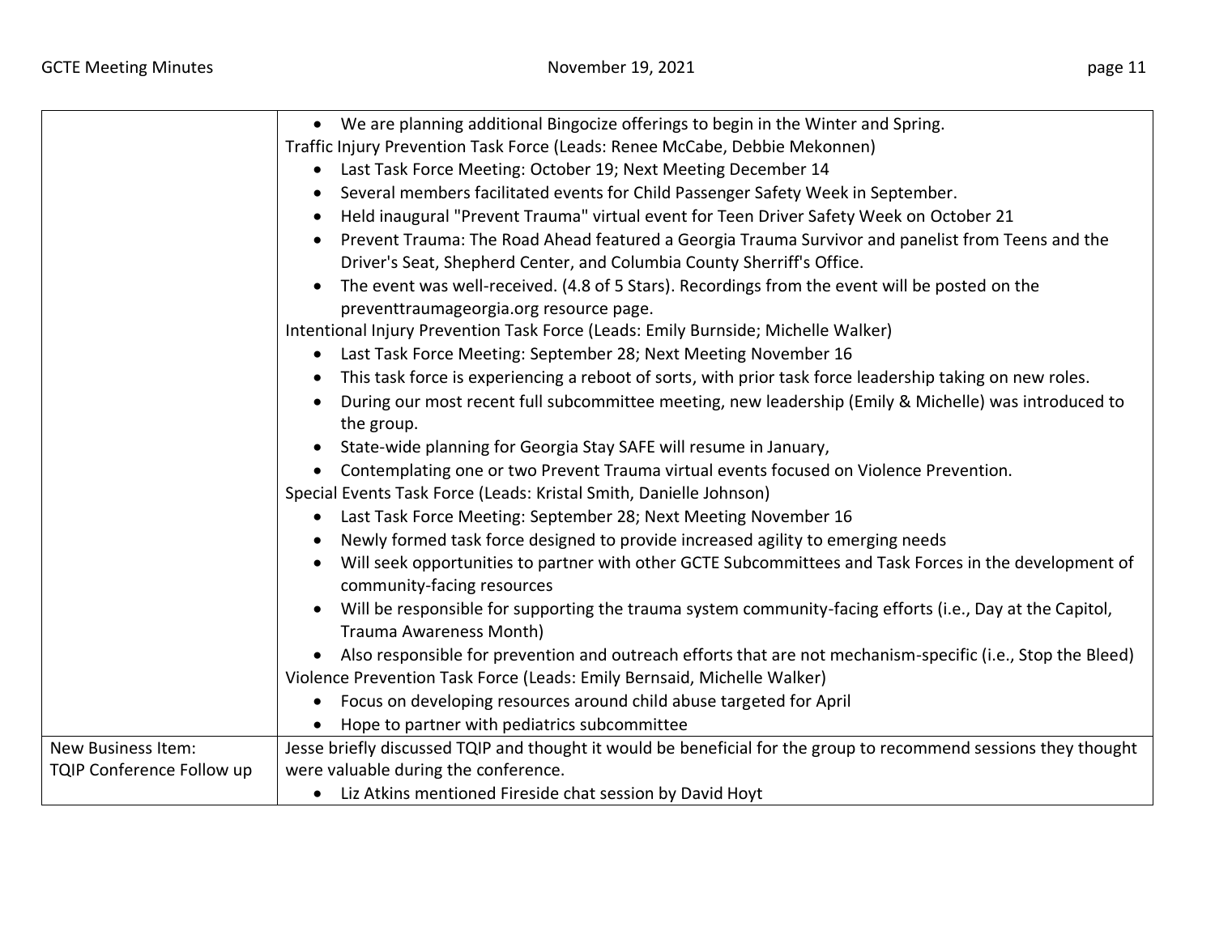| | |
|---|---|
| | • We are planning additional Bingocize offerings to begin in the Winter and Spring.<br>Traffic Injury Prevention Task Force (Leads: Renee McCabe, Debbie Mekonnen)<br>• Last Task Force Meeting: October 19; Next Meeting December 14<br>• Several members facilitated events for Child Passenger Safety Week in September.<br>• Held inaugural "Prevent Trauma" virtual event for Teen Driver Safety Week on October 21<br>• Prevent Trauma: The Road Ahead featured a Georgia Trauma Survivor and panelist from Teens and the Driver's Seat, Shepherd Center, and Columbia County Sherriff's Office.<br>• The event was well-received. (4.8 of 5 Stars). Recordings from the event will be posted on the preventtraumageorgia.org resource page.<br>Intentional Injury Prevention Task Force (Leads: Emily Burnside; Michelle Walker)<br>• Last Task Force Meeting: September 28; Next Meeting November 16<br>• This task force is experiencing a reboot of sorts, with prior task force leadership taking on new roles.<br>• During our most recent full subcommittee meeting, new leadership (Emily & Michelle) was introduced to the group.<br>• State-wide planning for Georgia Stay SAFE will resume in January,<br>• Contemplating one or two Prevent Trauma virtual events focused on Violence Prevention.<br>Special Events Task Force (Leads: Kristal Smith, Danielle Johnson)<br>• Last Task Force Meeting: September 28; Next Meeting November 16<br>• Newly formed task force designed to provide increased agility to emerging needs<br>• Will seek opportunities to partner with other GCTE Subcommittees and Task Forces in the development of community-facing resources<br>• Will be responsible for supporting the trauma system community-facing efforts (i.e., Day at the Capitol, Trauma Awareness Month)<br>• Also responsible for prevention and outreach efforts that are not mechanism-specific (i.e., Stop the Bleed)<br>Violence Prevention Task Force (Leads: Emily Bernsaid, Michelle Walker)<br>• Focus on developing resources around child abuse targeted for April<br>• Hope to partner with pediatrics subcommittee |
| New Business Item:<br>TQIP Conference Follow up | Jesse briefly discussed TQIP and thought it would be beneficial for the group to recommend sessions they thought were valuable during the conference.<br>• Liz Atkins mentioned Fireside chat session by David Hoyt |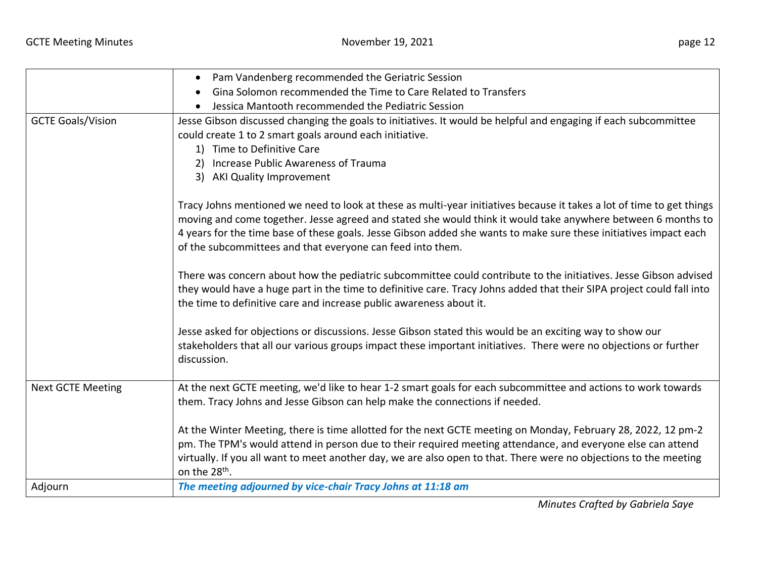| | |
|---|---|
| | • Pam Vandenberg recommended the Geriatric Session<br>• Gina Solomon recommended the Time to Care Related to Transfers<br>• Jessica Mantooth recommended the Pediatric Session |
| GCTE Goals/Vision | Jesse Gibson discussed changing the goals to initiatives. It would be helpful and engaging if each subcommittee could create 1 to 2 smart goals around each initiative.<br>1) Time to Definitive Care<br>2) Increase Public Awareness of Trauma<br>3) AKI Quality Improvement<br><br>Tracy Johns mentioned we need to look at these as multi-year initiatives because it takes a lot of time to get things moving and come together. Jesse agreed and stated she would think it would take anywhere between 6 months to 4 years for the time base of these goals. Jesse Gibson added she wants to make sure these initiatives impact each of the subcommittees and that everyone can feed into them.<br><br>There was concern about how the pediatric subcommittee could contribute to the initiatives. Jesse Gibson advised they would have a huge part in the time to definitive care. Tracy Johns added that their SIPA project could fall into the time to definitive care and increase public awareness about it.<br><br>Jesse asked for objections or discussions. Jesse Gibson stated this would be an exciting way to show our stakeholders that all our various groups impact these important initiatives. There were no objections or further discussion. |
| Next GCTE Meeting | At the next GCTE meeting, we'd like to hear 1-2 smart goals for each subcommittee and actions to work towards them. Tracy Johns and Jesse Gibson can help make the connections if needed.<br><br>At the Winter Meeting, there is time allotted for the next GCTE meeting on Monday, February 28, 2022, 12 pm-2 pm. The TPM's would attend in person due to their required meeting attendance, and everyone else can attend virtually. If you all want to meet another day, we are also open to that. There were no objections to the meeting on the 28th. |
| Adjourn | ***The meeting adjourned by vice-chair Tracy Johns at 11:18 am*** |

*Minutes Crafted by Gabriela Saye*